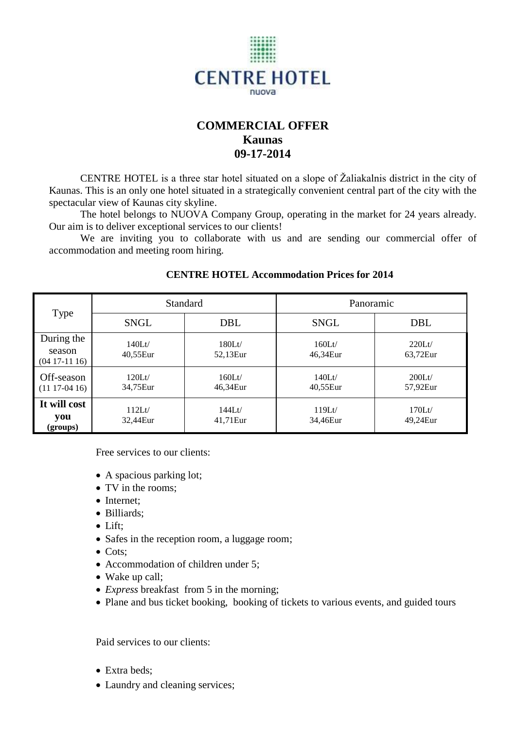**CENTRE HOTEL**
nuova

# COMMERCIAL OFFER
## Kaunas
## 09-17-2014

CENTRE HOTEL is a three star hotel situated on a slope of Žaliakalnis district in the city of Kaunas. This is an only one hotel situated in a strategically convenient central part of the city with the spectacular view of Kaunas city skyline.

The hotel belongs to NUOVA Company Group, operating in the market for 24 years already. Our aim is to deliver exceptional services to our clients!

We are inviting you to collaborate with us and are sending our commercial offer of accommodation and meeting room hiring.

### CENTRE HOTEL Accommodation Prices for 2014

| Type | Standard | | Panoramic | |
|---|---|---|---|---|
| | SNGL | DBL | SNGL | DBL |
| During the season (04 17-11 16) | 140Lt/ 40,55Eur | 180Lt/ 52,13Eur | 160Lt/ 46,34Eur | 220Lt/ 63,72Eur |
| Off-season (11 17-04 16) | 120Lt/ 34,75Eur | 160Lt/ 46,34Eur | 140Lt/ 40,55Eur | 200Lt/ 57,92Eur |
| **It will cost you (groups)** | 112Lt/ 32,44Eur | 144Lt/ 41,71Eur | 119Lt/ 34,46Eur | 170Lt/ 49,24Eur |

Free services to our clients:

- A spacious parking lot;
- TV in the rooms;
- Internet;
- Billiards;
- Lift;
- Safes in the reception room, a luggage room;
- Cots;
- Accommodation of children under 5;
- Wake up call;
- *Express* breakfast from 5 in the morning;
- Plane and bus ticket booking, booking of tickets to various events, and guided tours

Paid services to our clients:

- Extra beds;
- Laundry and cleaning services;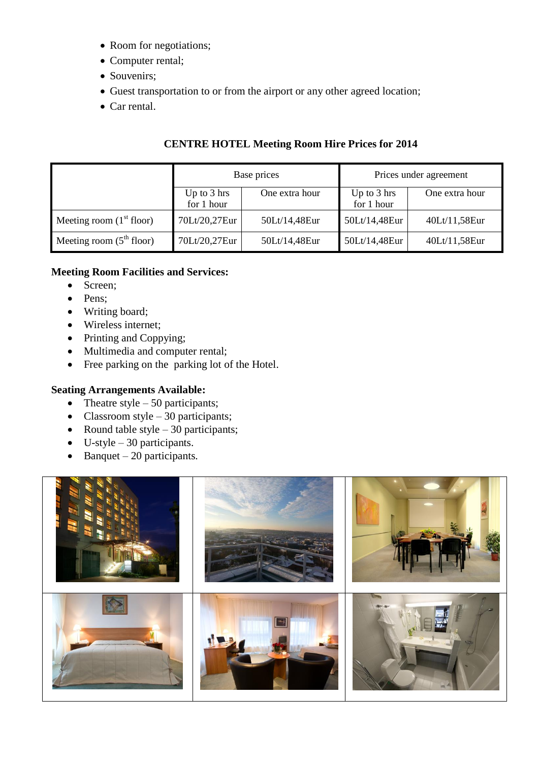- Room for negotiations;
- Computer rental;
- Souvenirs;
- Guest transportation to or from the airport or any other agreed location;
- Car rental.

**CENTRE HOTEL Meeting Room Hire Prices for 2014**

| | Base prices | | Prices under agreement | |
|---|---|---|---|---|
| | Up to 3 hrs for 1 hour | One extra hour | Up to 3 hrs for 1 hour | One extra hour |
| Meeting room (1st floor) | 70Lt/20,27Eur | 50Lt/14,48Eur | 50Lt/14,48Eur | 40Lt/11,58Eur |
| Meeting room (5th floor) | 70Lt/20,27Eur | 50Lt/14,48Eur | 50Lt/14,48Eur | 40Lt/11,58Eur |

**Meeting Room Facilities and Services:**

- Screen;
- Pens;
- Writing board;
- Wireless internet;
- Printing and Coppying;
- Multimedia and computer rental;
- Free parking on the parking lot of the Hotel.

**Seating Arrangements Available:**

- Theatre style – 50 participants;
- Classroom style – 30 participants;
- Round table style – 30 participants;
- U-style – 30 participants.
- Banquet – 20 participants.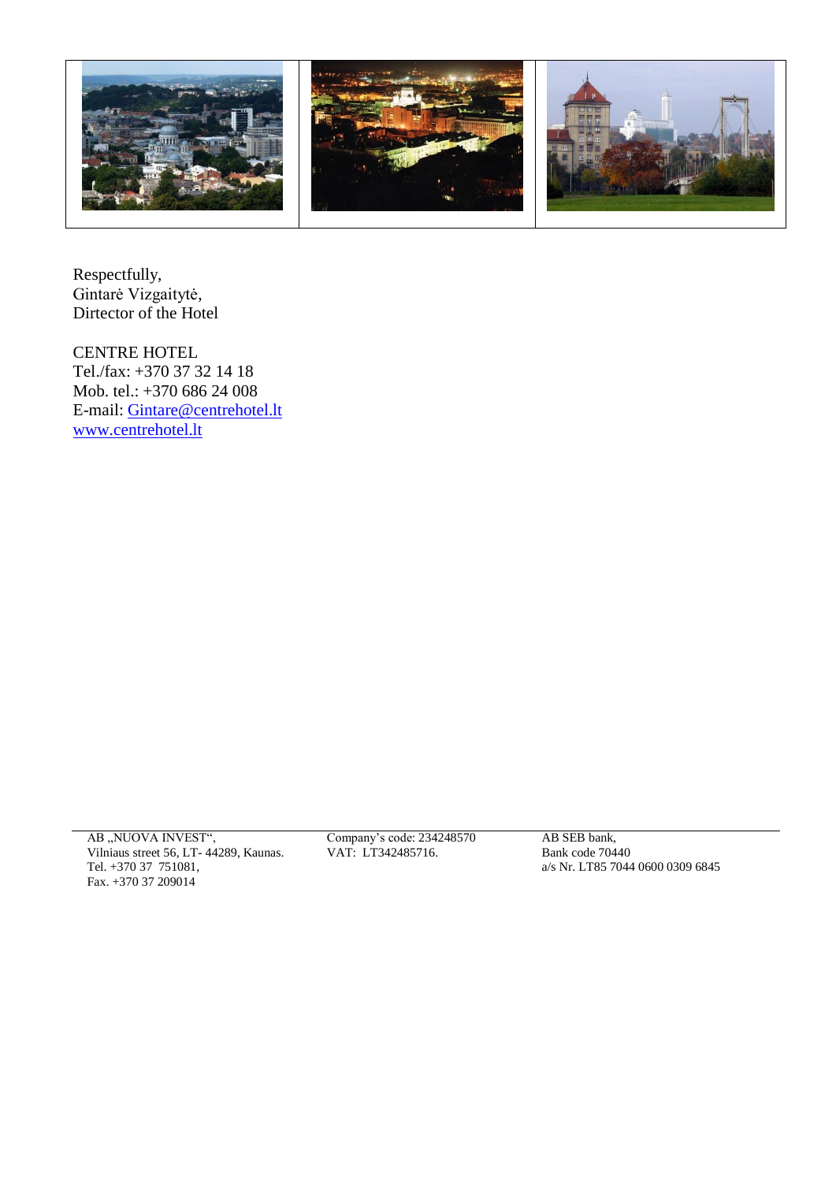Respectfully,
Gintarė Vizgaitytė,
Dirtector of the Hotel

CENTRE HOTEL
Tel./fax: +370 37 32 14 18
Mob. tel.: +370 686 24 008
E-mail: Gintare@centrehotel.lt
www.centrehotel.lt

AB „NUOVA INVEST“,
Vilniaus street 56, LT- 44289, Kaunas.
Tel. +370 37 751081,
Fax. +370 37 209014

Company’s code: 234248570
VAT: LT342485716.

AB SEB bank,
Bank code 70440
a/s Nr. LT85 7044 0600 0309 6845